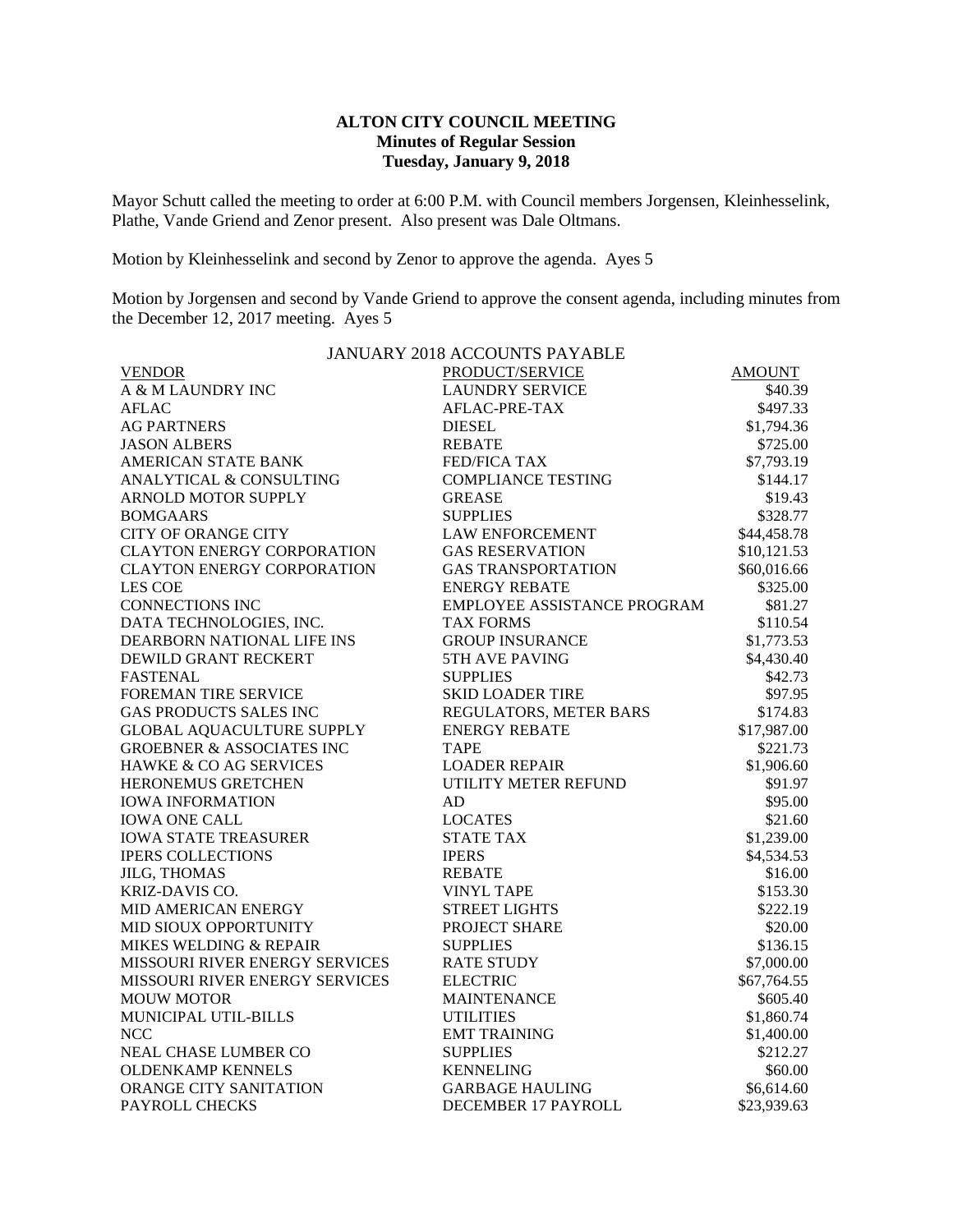**ALTON CITY COUNCIL MEETING**
**Minutes of Regular Session**
**Tuesday, January 9, 2018**

Mayor Schutt called the meeting to order at 6:00 P.M. with Council members Jorgensen, Kleinhesselink, Plathe, Vande Griend and Zenor present. Also present was Dale Oltmans.

Motion by Kleinhesselink and second by Zenor to approve the agenda. Ayes 5

Motion by Jorgensen and second by Vande Griend to approve the consent agenda, including minutes from the December 12, 2017 meeting. Ayes 5

JANUARY 2018 ACCOUNTS PAYABLE

| VENDOR | PRODUCT/SERVICE | AMOUNT |
|---|---|---|
| A & M LAUNDRY INC | LAUNDRY SERVICE | $40.39 |
| AFLAC | AFLAC-PRE-TAX | $497.33 |
| AG PARTNERS | DIESEL | $1,794.36 |
| JASON ALBERS | REBATE | $725.00 |
| AMERICAN STATE BANK | FED/FICA TAX | $7,793.19 |
| ANALYTICAL & CONSULTING | COMPLIANCE TESTING | $144.17 |
| ARNOLD MOTOR SUPPLY | GREASE | $19.43 |
| BOMGAARS | SUPPLIES | $328.77 |
| CITY OF ORANGE CITY | LAW ENFORCEMENT | $44,458.78 |
| CLAYTON ENERGY CORPORATION | GAS RESERVATION | $10,121.53 |
| CLAYTON ENERGY CORPORATION | GAS TRANSPORTATION | $60,016.66 |
| LES COE | ENERGY REBATE | $325.00 |
| CONNECTIONS INC | EMPLOYEE ASSISTANCE PROGRAM | $81.27 |
| DATA TECHNOLOGIES, INC. | TAX FORMS | $110.54 |
| DEARBORN NATIONAL LIFE INS | GROUP INSURANCE | $1,773.53 |
| DEWILD GRANT RECKERT | 5TH AVE PAVING | $4,430.40 |
| FASTENAL | SUPPLIES | $42.73 |
| FOREMAN TIRE SERVICE | SKID LOADER TIRE | $97.95 |
| GAS PRODUCTS SALES INC | REGULATORS, METER BARS | $174.83 |
| GLOBAL AQUACULTURE SUPPLY | ENERGY REBATE | $17,987.00 |
| GROEBNER & ASSOCIATES INC | TAPE | $221.73 |
| HAWKE & CO AG SERVICES | LOADER REPAIR | $1,906.60 |
| HERONEMUS GRETCHEN | UTILITY METER REFUND | $91.97 |
| IOWA INFORMATION | AD | $95.00 |
| IOWA ONE CALL | LOCATES | $21.60 |
| IOWA STATE TREASURER | STATE TAX | $1,239.00 |
| IPERS COLLECTIONS | IPERS | $4,534.53 |
| JILG, THOMAS | REBATE | $16.00 |
| KRIZ-DAVIS CO. | VINYL TAPE | $153.30 |
| MID AMERICAN ENERGY | STREET LIGHTS | $222.19 |
| MID SIOUX OPPORTUNITY | PROJECT SHARE | $20.00 |
| MIKES WELDING & REPAIR | SUPPLIES | $136.15 |
| MISSOURI RIVER ENERGY SERVICES | RATE STUDY | $7,000.00 |
| MISSOURI RIVER ENERGY SERVICES | ELECTRIC | $67,764.55 |
| MOUW MOTOR | MAINTENANCE | $605.40 |
| MUNICIPAL UTIL-BILLS | UTILITIES | $1,860.74 |
| NCC | EMT TRAINING | $1,400.00 |
| NEAL CHASE LUMBER CO | SUPPLIES | $212.27 |
| OLDENKAMP KENNELS | KENNELING | $60.00 |
| ORANGE CITY SANITATION | GARBAGE HAULING | $6,614.60 |
| PAYROLL CHECKS | DECEMBER 17 PAYROLL | $23,939.63 |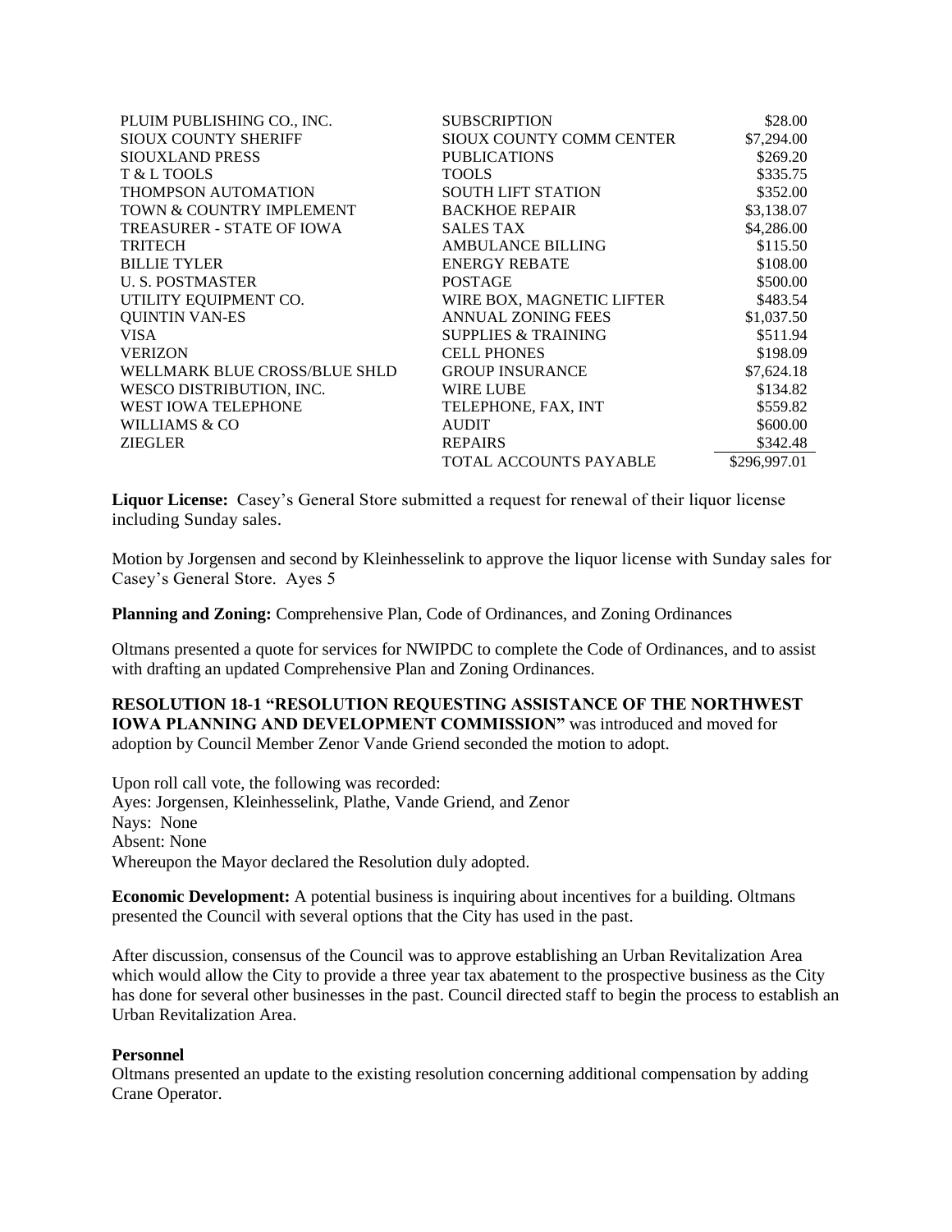| | | |
|---|---|---|
| PLUIM PUBLISHING CO., INC. | SUBSCRIPTION | $28.00 |
| SIOUX COUNTY SHERIFF | SIOUX COUNTY COMM CENTER | $7,294.00 |
| SIOUXLAND PRESS | PUBLICATIONS | $269.20 |
| T & L TOOLS | TOOLS | $335.75 |
| THOMPSON AUTOMATION | SOUTH LIFT STATION | $352.00 |
| TOWN & COUNTRY IMPLEMENT | BACKHOE REPAIR | $3,138.07 |
| TREASURER - STATE OF IOWA | SALES TAX | $4,286.00 |
| TRITECH | AMBULANCE BILLING | $115.50 |
| BILLIE TYLER | ENERGY REBATE | $108.00 |
| U. S. POSTMASTER | POSTAGE | $500.00 |
| UTILITY EQUIPMENT CO. | WIRE BOX, MAGNETIC LIFTER | $483.54 |
| QUINTIN VAN-ES | ANNUAL ZONING FEES | $1,037.50 |
| VISA | SUPPLIES & TRAINING | $511.94 |
| VERIZON | CELL PHONES | $198.09 |
| WELLMARK BLUE CROSS/BLUE SHLD | GROUP INSURANCE | $7,624.18 |
| WESCO DISTRIBUTION, INC. | WIRE LUBE | $134.82 |
| WEST IOWA TELEPHONE | TELEPHONE, FAX, INT | $559.82 |
| WILLIAMS & CO | AUDIT | $600.00 |
| ZIEGLER | REPAIRS | $342.48 |
| | TOTAL ACCOUNTS PAYABLE | $296,997.01 |

**Liquor License:** Casey's General Store submitted a request for renewal of their liquor license including Sunday sales.

Motion by Jorgensen and second by Kleinhesselink to approve the liquor license with Sunday sales for Casey's General Store. Ayes 5

**Planning and Zoning:** Comprehensive Plan, Code of Ordinances, and Zoning Ordinances

Oltmans presented a quote for services for NWIPDC to complete the Code of Ordinances, and to assist with drafting an updated Comprehensive Plan and Zoning Ordinances.

**RESOLUTION 18-1 "RESOLUTION REQUESTING ASSISTANCE OF THE NORTHWEST IOWA PLANNING AND DEVELOPMENT COMMISSION"** was introduced and moved for adoption by Council Member Zenor Vande Griend seconded the motion to adopt.

Upon roll call vote, the following was recorded:
Ayes: Jorgensen, Kleinhesselink, Plathe, Vande Griend, and Zenor
Nays: None
Absent: None
Whereupon the Mayor declared the Resolution duly adopted.

**Economic Development:** A potential business is inquiring about incentives for a building. Oltmans presented the Council with several options that the City has used in the past.

After discussion, consensus of the Council was to approve establishing an Urban Revitalization Area which would allow the City to provide a three year tax abatement to the prospective business as the City has done for several other businesses in the past. Council directed staff to begin the process to establish an Urban Revitalization Area.

**Personnel**
Oltmans presented an update to the existing resolution concerning additional compensation by adding Crane Operator.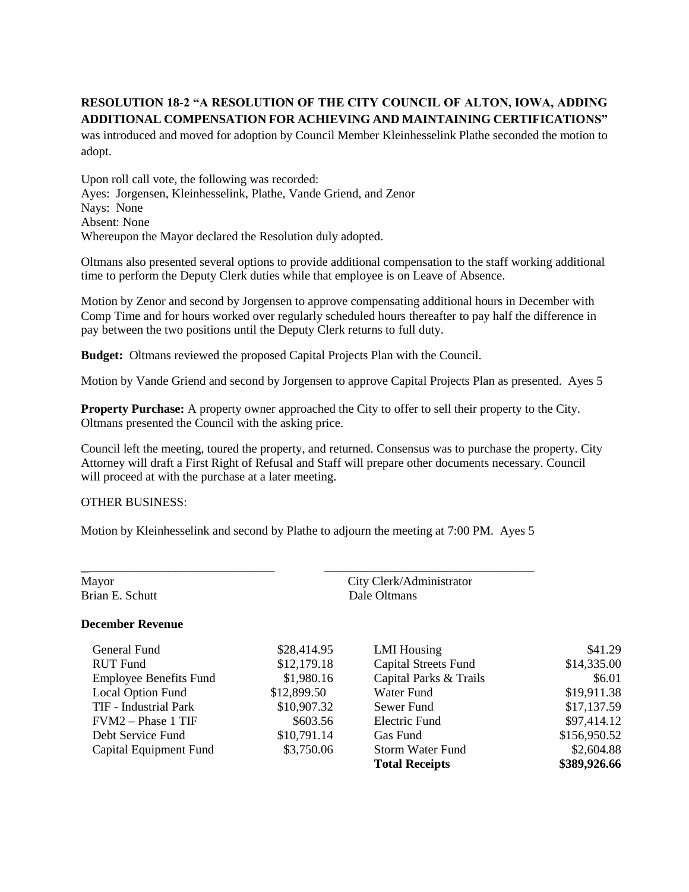**RESOLUTION 18-2 "A RESOLUTION OF THE CITY COUNCIL OF ALTON, IOWA, ADDING ADDITIONAL COMPENSATION FOR ACHIEVING AND MAINTAINING CERTIFICATIONS"** was introduced and moved for adoption by Council Member Kleinhesselink Plathe seconded the motion to adopt.

Upon roll call vote, the following was recorded:
Ayes: Jorgensen, Kleinhesselink, Plathe, Vande Griend, and Zenor
Nays: None
Absent: None
Whereupon the Mayor declared the Resolution duly adopted.

Oltmans also presented several options to provide additional compensation to the staff working additional time to perform the Deputy Clerk duties while that employee is on Leave of Absence.

Motion by Zenor and second by Jorgensen to approve compensating additional hours in December with Comp Time and for hours worked over regularly scheduled hours thereafter to pay half the difference in pay between the two positions until the Deputy Clerk returns to full duty.

**Budget:** Oltmans reviewed the proposed Capital Projects Plan with the Council.

Motion by Vande Griend and second by Jorgensen to approve Capital Projects Plan as presented. Ayes 5

**Property Purchase:** A property owner approached the City to offer to sell their property to the City. Oltmans presented the Council with the asking price.

Council left the meeting, toured the property, and returned. Consensus was to purchase the property. City Attorney will draft a First Right of Refusal and Staff will prepare other documents necessary. Council will proceed at with the purchase at a later meeting.

OTHER BUSINESS:

Motion by Kleinhesselink and second by Plathe to adjourn the meeting at 7:00 PM. Ayes 5

_______________________________ ___________________________________

Mayor
Brian E. Schutt

City Clerk/Administrator
Dale Oltmans

**December Revenue**

| | | | |
|---|---|---|---|
| General Fund | $28,414.95 | LMI Housing | $41.29 |
| RUT Fund | $12,179.18 | Capital Streets Fund | $14,335.00 |
| Employee Benefits Fund | $1,980.16 | Capital Parks & Trails | $6.01 |
| Local Option Fund | $12,899.50 | Water Fund | $19,911.38 |
| TIF - Industrial Park | $10,907.32 | Sewer Fund | $17,137.59 |
| FVM2 – Phase 1 TIF | $603.56 | Electric Fund | $97,414.12 |
| Debt Service Fund | $10,791.14 | Gas Fund | $156,950.52 |
| Capital Equipment Fund | $3,750.06 | Storm Water Fund | $2,604.88 |
| | | **Total Receipts** | **$389,926.66** |